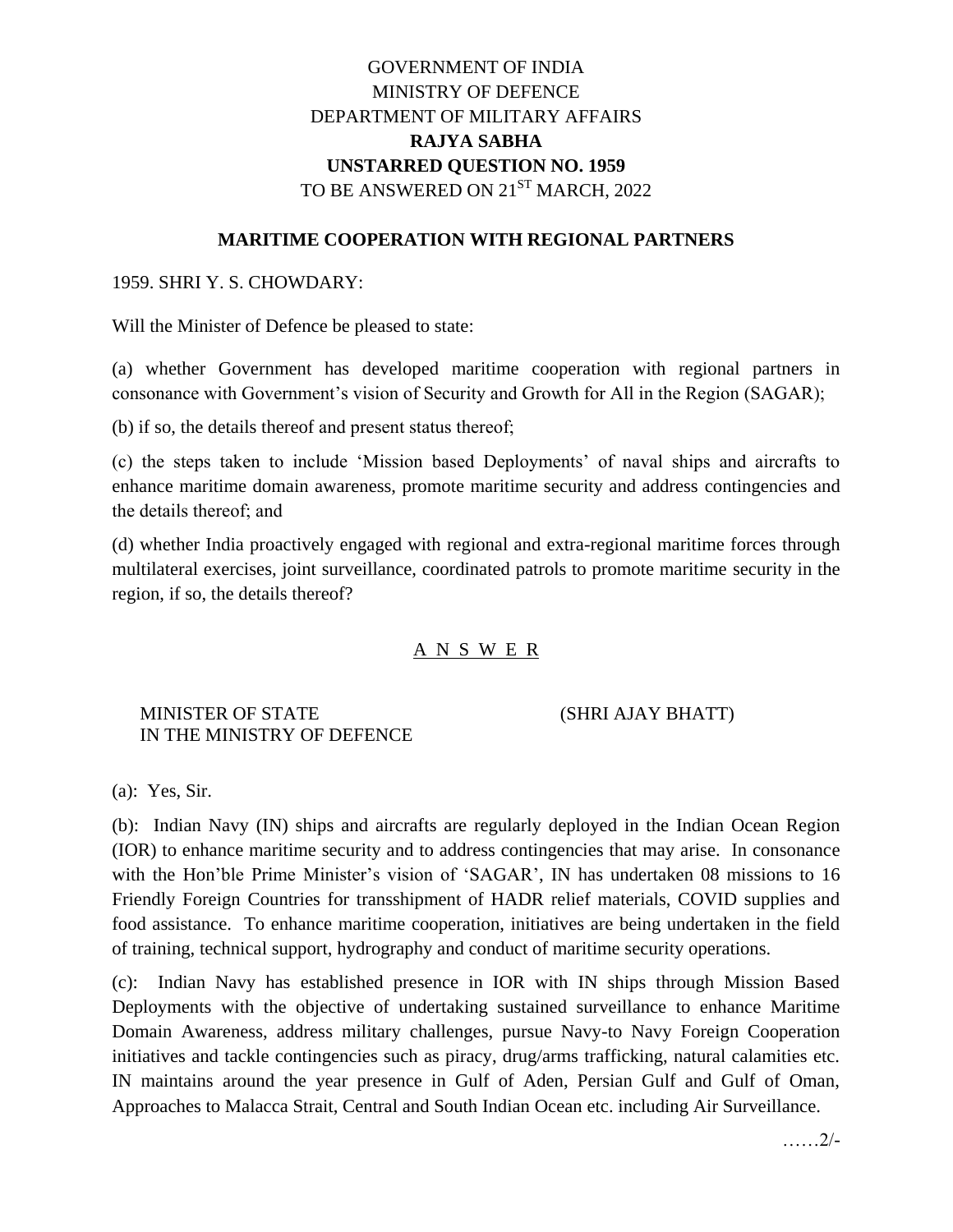# GOVERNMENT OF INDIA
# MINISTRY OF DEFENCE
# DEPARTMENT OF MILITARY AFFAIRS
# **RAJYA SABHA**
# **UNSTARRED QUESTION NO. 1959**
# TO BE ANSWERED ON 21ST MARCH, 2022

## **MARITIME COOPERATION WITH REGIONAL PARTNERS**

1959. SHRI Y. S. CHOWDARY:

Will the Minister of Defence be pleased to state:

(a) whether Government has developed maritime cooperation with regional partners in consonance with Government's vision of Security and Growth for All in the Region (SAGAR);

(b) if so, the details thereof and present status thereof;

(c) the steps taken to include 'Mission based Deployments' of naval ships and aircrafts to enhance maritime domain awareness, promote maritime security and address contingencies and the details thereof; and

(d) whether India proactively engaged with regional and extra-regional maritime forces through multilateral exercises, joint surveillance, coordinated patrols to promote maritime security in the region, if so, the details thereof?

## A N S W E R

MINISTER OF STATE (SHRI AJAY BHATT)
IN THE MINISTRY OF DEFENCE

(a): Yes, Sir.

(b): Indian Navy (IN) ships and aircrafts are regularly deployed in the Indian Ocean Region (IOR) to enhance maritime security and to address contingencies that may arise. In consonance with the Hon'ble Prime Minister's vision of 'SAGAR', IN has undertaken 08 missions to 16 Friendly Foreign Countries for transshipment of HADR relief materials, COVID supplies and food assistance. To enhance maritime cooperation, initiatives are being undertaken in the field of training, technical support, hydrography and conduct of maritime security operations.

(c): Indian Navy has established presence in IOR with IN ships through Mission Based Deployments with the objective of undertaking sustained surveillance to enhance Maritime Domain Awareness, address military challenges, pursue Navy-to Navy Foreign Cooperation initiatives and tackle contingencies such as piracy, drug/arms trafficking, natural calamities etc. IN maintains around the year presence in Gulf of Aden, Persian Gulf and Gulf of Oman, Approaches to Malacca Strait, Central and South Indian Ocean etc. including Air Surveillance.

……2/-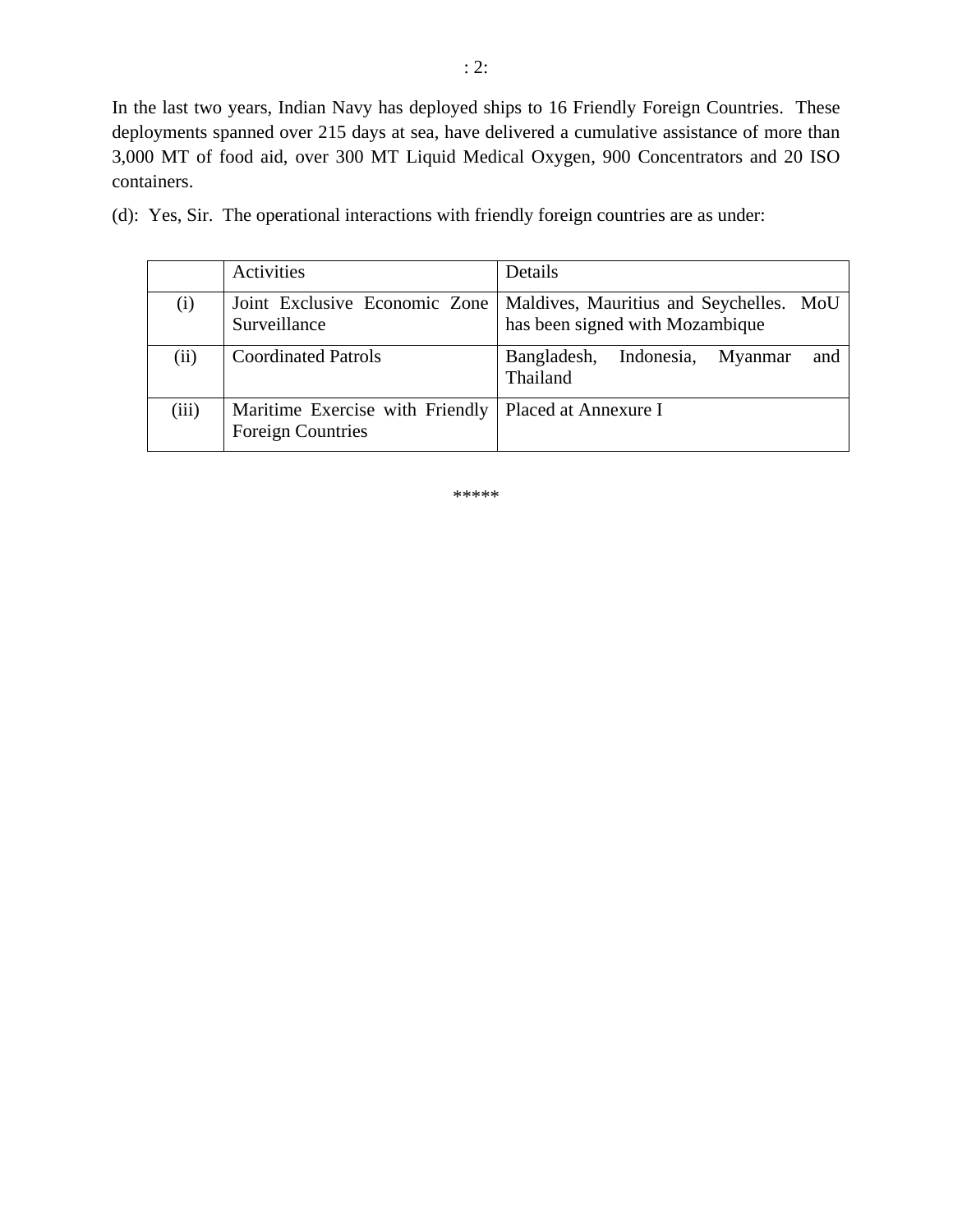In the last two years, Indian Navy has deployed ships to 16 Friendly Foreign Countries. These deployments spanned over 215 days at sea, have delivered a cumulative assistance of more than 3,000 MT of food aid, over 300 MT Liquid Medical Oxygen, 900 Concentrators and 20 ISO containers.

(d): Yes, Sir. The operational interactions with friendly foreign countries are as under:

| | Activities | Details |
|---|---|---|
| (i) | Joint Exclusive Economic Zone Surveillance | Maldives, Mauritius and Seychelles. MoU has been signed with Mozambique |
| (ii) | Coordinated Patrols | Bangladesh, Indonesia, Myanmar and Thailand |
| (iii) | Maritime Exercise with Friendly Foreign Countries | Placed at Annexure I |

*****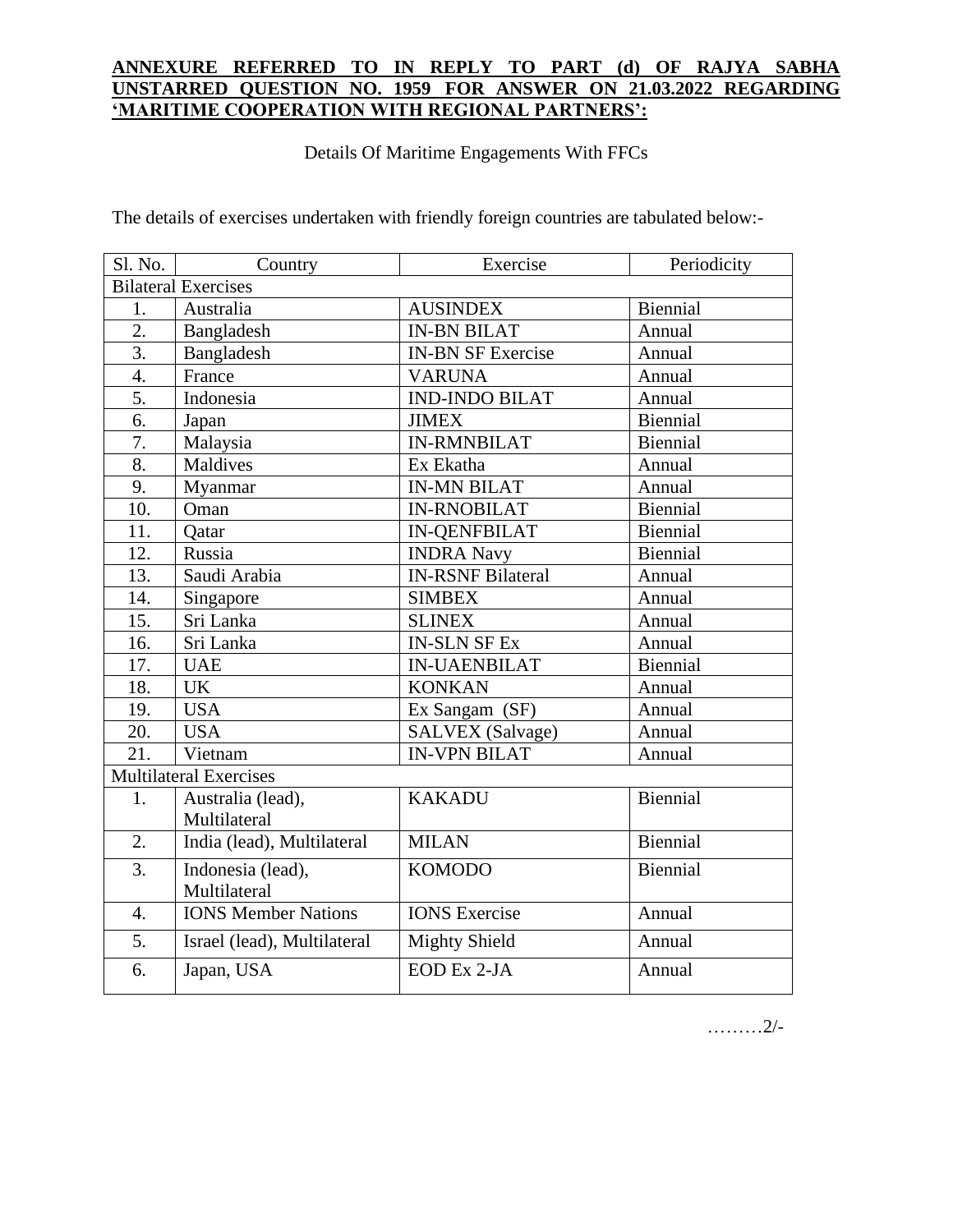**ANNEXURE REFERRED TO IN REPLY TO PART (d) OF RAJYA SABHA UNSTARRED QUESTION NO. 1959 FOR ANSWER ON 21.03.2022 REGARDING 'MARITIME COOPERATION WITH REGIONAL PARTNERS':**

Details Of Maritime Engagements With FFCs

The details of exercises undertaken with friendly foreign countries are tabulated below:-

| Sl. No. | Country | Exercise | Periodicity |
|---|---|---|---|
| Bilateral Exercises | | | |
| 1. | Australia | AUSINDEX | Biennial |
| 2. | Bangladesh | IN-BN BILAT | Annual |
| 3. | Bangladesh | IN-BN SF Exercise | Annual |
| 4. | France | VARUNA | Annual |
| 5. | Indonesia | IND-INDO BILAT | Annual |
| 6. | Japan | JIMEX | Biennial |
| 7. | Malaysia | IN-RMNBILAT | Biennial |
| 8. | Maldives | Ex Ekatha | Annual |
| 9. | Myanmar | IN-MN BILAT | Annual |
| 10. | Oman | IN-RNOBILAT | Biennial |
| 11. | Qatar | IN-QENFBILAT | Biennial |
| 12. | Russia | INDRA Navy | Biennial |
| 13. | Saudi Arabia | IN-RSNF Bilateral | Annual |
| 14. | Singapore | SIMBEX | Annual |
| 15. | Sri Lanka | SLINEX | Annual |
| 16. | Sri Lanka | IN-SLN SF Ex | Annual |
| 17. | UAE | IN-UAENBILAT | Biennial |
| 18. | UK | KONKAN | Annual |
| 19. | USA | Ex Sangam (SF) | Annual |
| 20. | USA | SALVEX (Salvage) | Annual |
| 21. | Vietnam | IN-VPN BILAT | Annual |
| Multilateral Exercises | | | |
| 1. | Australia (lead), Multilateral | KAKADU | Biennial |
| 2. | India (lead), Multilateral | MILAN | Biennial |
| 3. | Indonesia (lead), Multilateral | KOMODO | Biennial |
| 4. | IONS Member Nations | IONS Exercise | Annual |
| 5. | Israel (lead), Multilateral | Mighty Shield | Annual |
| 6. | Japan, USA | EOD Ex 2-JA | Annual |

………2/-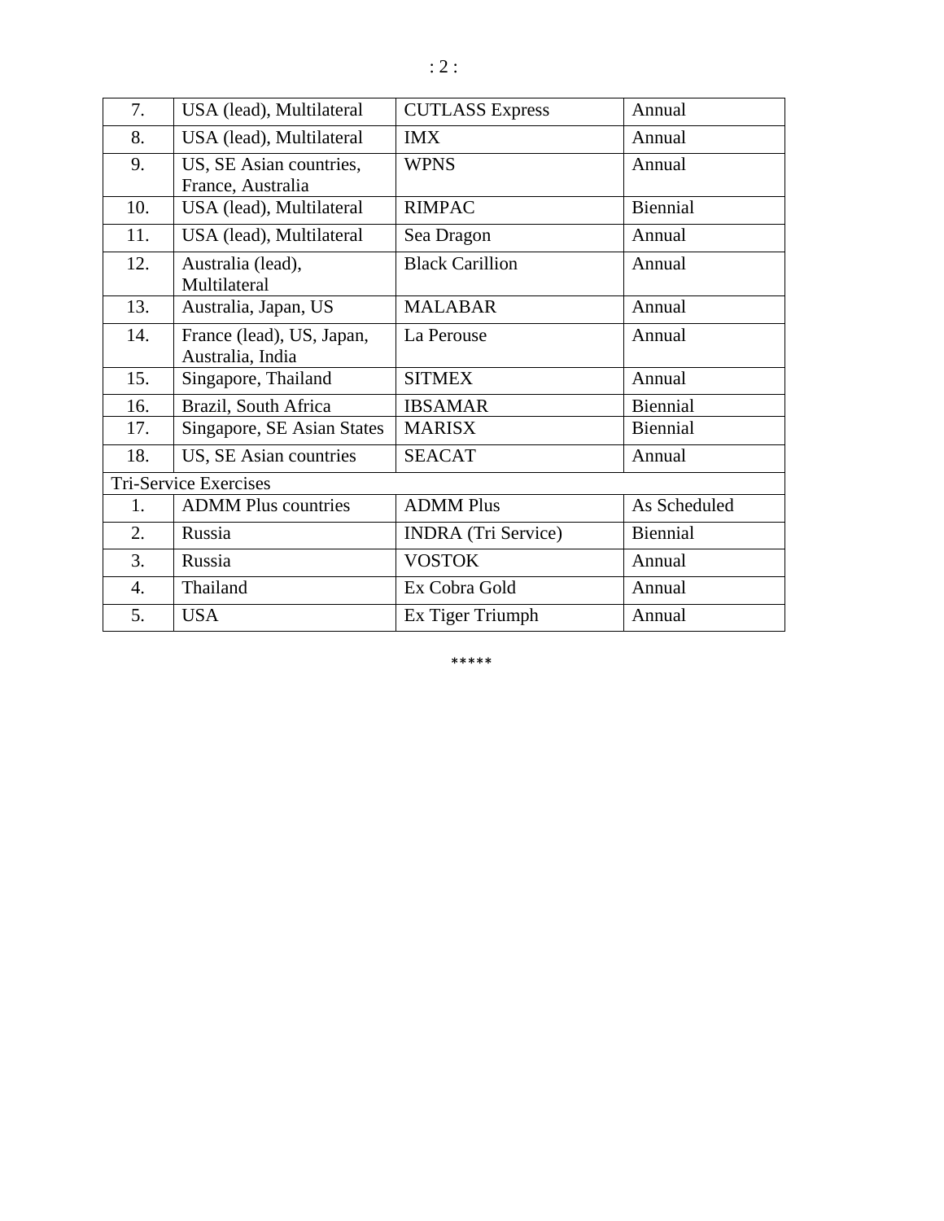| | | | |
|---|---|---|---|
| 7. | USA (lead), Multilateral | CUTLASS Express | Annual |
| 8. | USA (lead), Multilateral | IMX | Annual |
| 9. | US, SE Asian countries, France, Australia | WPNS | Annual |
| 10. | USA (lead), Multilateral | RIMPAC | Biennial |
| 11. | USA (lead), Multilateral | Sea Dragon | Annual |
| 12. | Australia (lead), Multilateral | Black Carillion | Annual |
| 13. | Australia, Japan, US | MALABAR | Annual |
| 14. | France (lead), US, Japan, Australia, India | La Perouse | Annual |
| 15. | Singapore, Thailand | SITMEX | Annual |
| 16. | Brazil, South Africa | IBSAMAR | Biennial |
| 17. | Singapore, SE Asian States | MARISX | Biennial |
| 18. | US, SE Asian countries | SEACAT | Annual |
| Tri-Service Exercises | | | |
| 1. | ADMM Plus countries | ADMM Plus | As Scheduled |
| 2. | Russia | INDRA (Tri Service) | Biennial |
| 3. | Russia | VOSTOK | Annual |
| 4. | Thailand | Ex Cobra Gold | Annual |
| 5. | USA | Ex Tiger Triumph | Annual |

*****